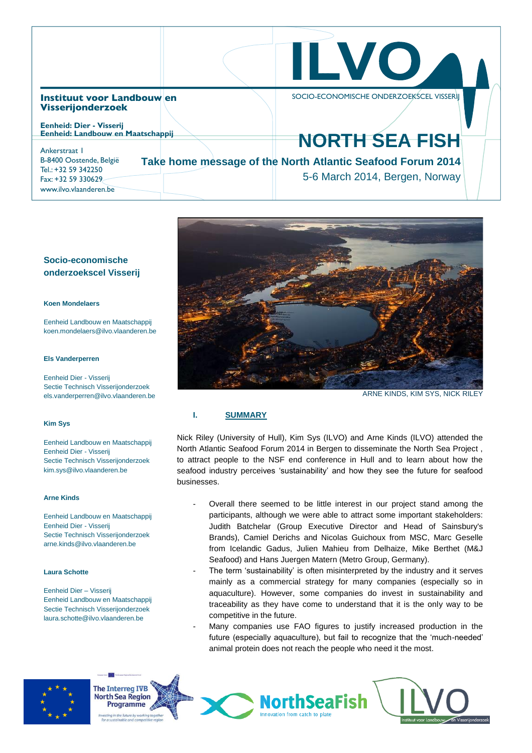**Instituut voor Landbouw en Visserijonderzoek**

**Eenheid: Dier - Visserij**
**Eenheid: Landbouw en Maatschappij**

Ankerstraat 1
B-8400 Oostende, België
Tel.: +32 59 342250
Fax: +32 59 330629
www.ilvo.vlaanderen.be

ILVO

SOCIO-ECONOMISCHE ONDERZOEKSCEL VISSERIJ

# NORTH SEA FISH

## Take home message of the North Atlantic Seafood Forum 2014

5-6 March 2014, Bergen, Norway

### Socio-economische onderzoekscel Visserij

**Koen Mondelaers**

Eenheid Landbouw en Maatschappij
koen.mondelaers@ilvo.vlaanderen.be

**Els Vanderperren**

Eenheid Dier - Visserij
Sectie Technisch Visserijonderzoek
els.vanderperren@ilvo.vlaanderen.be

**Kim Sys**

Eenheid Landbouw en Maatschappij
Eenheid Dier - Visserij
Sectie Technisch Visserijonderzoek
kim.sys@ilvo.vlaanderen.be

**Arne Kinds**

Eenheid Landbouw en Maatschappij
Eenheid Dier - Visserij
Sectie Technisch Visserijonderzoek
arne.kinds@ilvo.vlaanderen.be

**Laura Schotte**

Eenheid Dier – Visserij
Eenheid Landbouw en Maatschappij
Sectie Technisch Visserijonderzoek
laura.schotte@ilvo.vlaanderen.be

ARNE KINDS, KIM SYS, NICK RILEY

## I. SUMMARY

Nick Riley (University of Hull), Kim Sys (ILVO) and Arne Kinds (ILVO) attended the North Atlantic Seafood Forum 2014 in Bergen to disseminate the North Sea Project , to attract people to the NSF end conference in Hull and to learn about how the seafood industry perceives 'sustainability' and how they see the future for seafood businesses.

- Overall there seemed to be little interest in our project stand among the participants, although we were able to attract some important stakeholders: Judith Batchelar (Group Executive Director and Head of Sainsbury's Brands), Camiel Derichs and Nicolas Guichoux from MSC, Marc Geselle from Icelandic Gadus, Julien Mahieu from Delhaize, Mike Berthet (M&J Seafood) and Hans Juergen Matern (Metro Group, Germany).
- The term 'sustainability' is often misinterpreted by the industry and it serves mainly as a commercial strategy for many companies (especially so in aquaculture). However, some companies do invest in sustainability and traceability as they have come to understand that it is the only way to be competitive in the future.
- Many companies use FAO figures to justify increased production in the future (especially aquaculture), but fail to recognize that the 'much-needed' animal protein does not reach the people who need it the most.

The Interreg IVB North Sea Region Programme — Investing in the future by working together for a sustainable and competitive region

NorthSeaFish — Innovation from catch to plate

ILVO — Instituut voor Landbouw- en Visserijonderzoek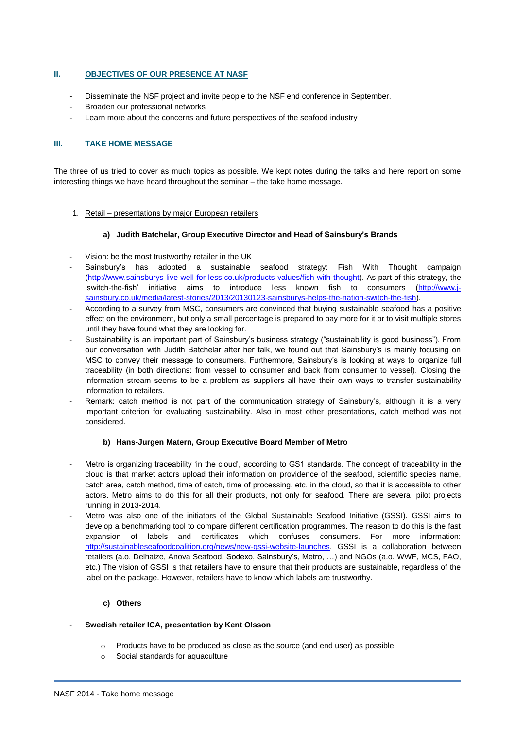## II. OBJECTIVES OF OUR PRESENCE AT NASF

- Disseminate the NSF project and invite people to the NSF end conference in September.
- Broaden our professional networks
- Learn more about the concerns and future perspectives of the seafood industry

## III. TAKE HOME MESSAGE

The three of us tried to cover as much topics as possible. We kept notes during the talks and here report on some interesting things we have heard throughout the seminar – the take home message.

1. Retail – presentations by major European retailers

### a) Judith Batchelar, Group Executive Director and Head of Sainsbury's Brands

- Vision: be the most trustworthy retailer in the UK
- Sainsbury's has adopted a sustainable seafood strategy: Fish With Thought campaign (http://www.sainsburys-live-well-for-less.co.uk/products-values/fish-with-thought). As part of this strategy, the 'switch-the-fish' initiative aims to introduce less known fish to consumers (http://www.j-sainsbury.co.uk/media/latest-stories/2013/20130123-sainsburys-helps-the-nation-switch-the-fish).
- According to a survey from MSC, consumers are convinced that buying sustainable seafood has a positive effect on the environment, but only a small percentage is prepared to pay more for it or to visit multiple stores until they have found what they are looking for.
- Sustainability is an important part of Sainsbury's business strategy ("sustainability is good business"). From our conversation with Judith Batchelar after her talk, we found out that Sainsbury's is mainly focusing on MSC to convey their message to consumers. Furthermore, Sainsbury's is looking at ways to organize full traceability (in both directions: from vessel to consumer and back from consumer to vessel). Closing the information stream seems to be a problem as suppliers all have their own ways to transfer sustainability information to retailers.
- Remark: catch method is not part of the communication strategy of Sainsbury's, although it is a very important criterion for evaluating sustainability. Also in most other presentations, catch method was not considered.

### b) Hans-Jurgen Matern, Group Executive Board Member of Metro

- Metro is organizing traceability 'in the cloud', according to GS1 standards. The concept of traceability in the cloud is that market actors upload their information on providence of the seafood, scientific species name, catch area, catch method, time of catch, time of processing, etc. in the cloud, so that it is accessible to other actors. Metro aims to do this for all their products, not only for seafood. There are several pilot projects running in 2013-2014.
- Metro was also one of the initiators of the Global Sustainable Seafood Initiative (GSSI). GSSI aims to develop a benchmarking tool to compare different certification programmes. The reason to do this is the fast expansion of labels and certificates which confuses consumers. For more information: http://sustainableseafoodcoalition.org/news/new-gssi-website-launches. GSSI is a collaboration between retailers (a.o. Delhaize, Anova Seafood, Sodexo, Sainsbury's, Metro, …) and NGOs (a.o. WWF, MCS, FAO, etc.) The vision of GSSI is that retailers have to ensure that their products are sustainable, regardless of the label on the package. However, retailers have to know which labels are trustworthy.

### c) Others

- **Swedish retailer ICA, presentation by Kent Olsson**
  - Products have to be produced as close as the source (and end user) as possible
  - Social standards for aquaculture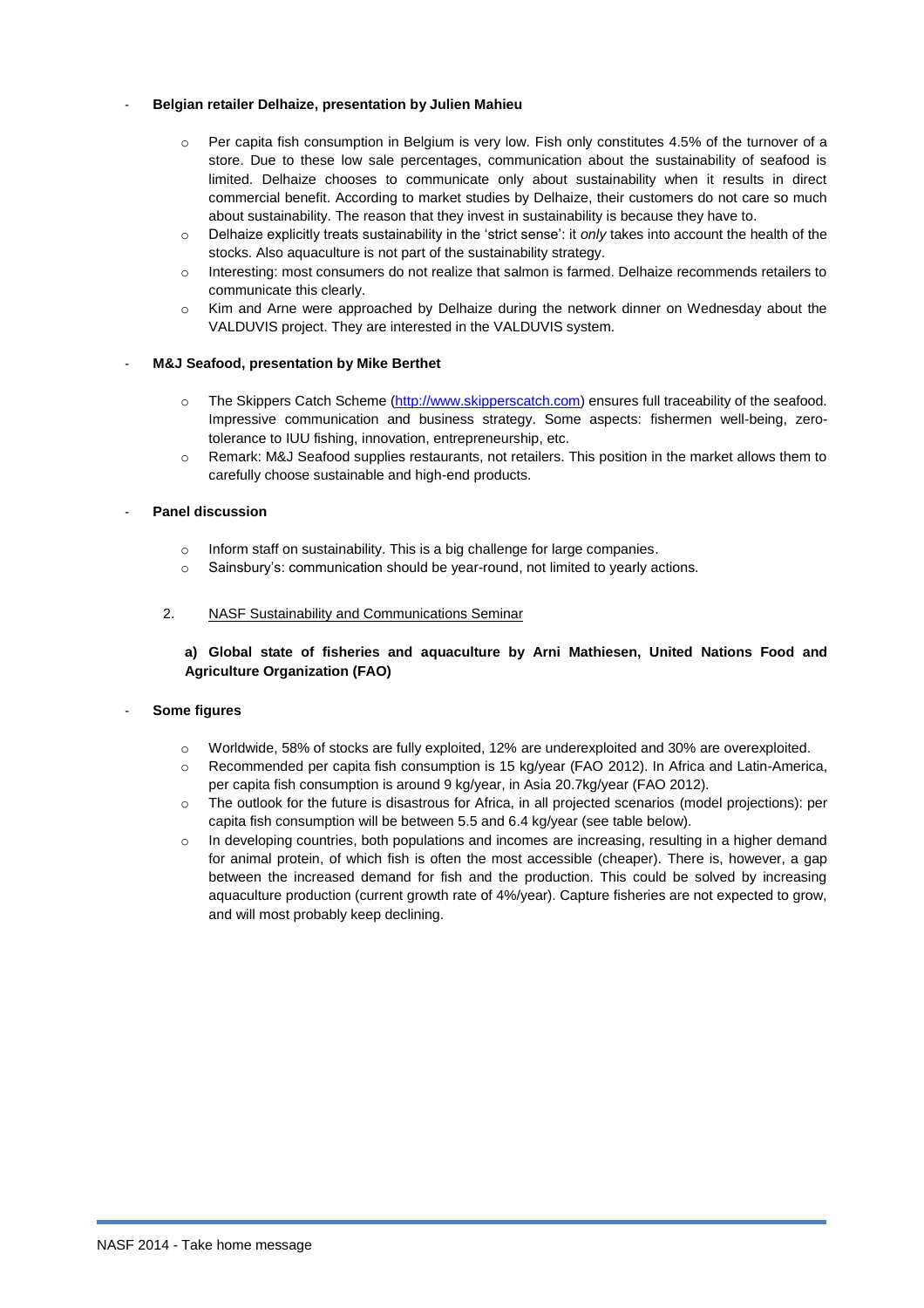- **Belgian retailer Delhaize, presentation by Julien Mahieu**
  - Per capita fish consumption in Belgium is very low. Fish only constitutes 4.5% of the turnover of a store. Due to these low sale percentages, communication about the sustainability of seafood is limited. Delhaize chooses to communicate only about sustainability when it results in direct commercial benefit. According to market studies by Delhaize, their customers do not care so much about sustainability. The reason that they invest in sustainability is because they have to.
  - Delhaize explicitly treats sustainability in the 'strict sense': it *only* takes into account the health of the stocks. Also aquaculture is not part of the sustainability strategy.
  - Interesting: most consumers do not realize that salmon is farmed. Delhaize recommends retailers to communicate this clearly.
  - Kim and Arne were approached by Delhaize during the network dinner on Wednesday about the VALDUVIS project. They are interested in the VALDUVIS system.

- **M&J Seafood, presentation by Mike Berthet**
  - The Skippers Catch Scheme (http://www.skipperscatch.com) ensures full traceability of the seafood. Impressive communication and business strategy. Some aspects: fishermen well-being, zero-tolerance to IUU fishing, innovation, entrepreneurship, etc.
  - Remark: M&J Seafood supplies restaurants, not retailers. This position in the market allows them to carefully choose sustainable and high-end products.

- **Panel discussion**
  - Inform staff on sustainability. This is a big challenge for large companies.
  - Sainsbury's: communication should be year-round, not limited to yearly actions.

## 2. NASF Sustainability and Communications Seminar

### a) Global state of fisheries and aquaculture by Arni Mathiesen, United Nations Food and Agriculture Organization (FAO)

- **Some figures**
  - Worldwide, 58% of stocks are fully exploited, 12% are underexploited and 30% are overexploited.
  - Recommended per capita fish consumption is 15 kg/year (FAO 2012). In Africa and Latin-America, per capita fish consumption is around 9 kg/year, in Asia 20.7kg/year (FAO 2012).
  - The outlook for the future is disastrous for Africa, in all projected scenarios (model projections): per capita fish consumption will be between 5.5 and 6.4 kg/year (see table below).
  - In developing countries, both populations and incomes are increasing, resulting in a higher demand for animal protein, of which fish is often the most accessible (cheaper). There is, however, a gap between the increased demand for fish and the production. This could be solved by increasing aquaculture production (current growth rate of 4%/year). Capture fisheries are not expected to grow, and will most probably keep declining.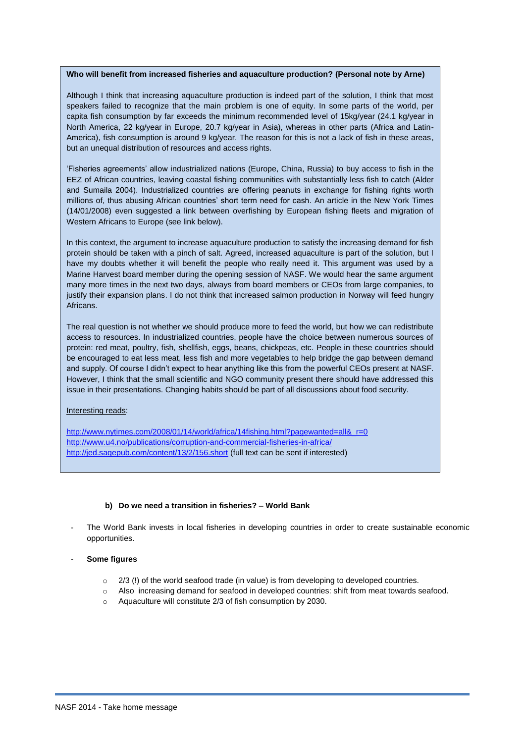**Who will benefit from increased fisheries and aquaculture production? (Personal note by Arne)**

Although I think that increasing aquaculture production is indeed part of the solution, I think that most speakers failed to recognize that the main problem is one of equity. In some parts of the world, per capita fish consumption by far exceeds the minimum recommended level of 15kg/year (24.1 kg/year in North America, 22 kg/year in Europe, 20.7 kg/year in Asia), whereas in other parts (Africa and Latin-America), fish consumption is around 9 kg/year. The reason for this is not a lack of fish in these areas, but an unequal distribution of resources and access rights.

'Fisheries agreements' allow industrialized nations (Europe, China, Russia) to buy access to fish in the EEZ of African countries, leaving coastal fishing communities with substantially less fish to catch (Alder and Sumaila 2004). Industrialized countries are offering peanuts in exchange for fishing rights worth millions of, thus abusing African countries' short term need for cash. An article in the New York Times (14/01/2008) even suggested a link between overfishing by European fishing fleets and migration of Western Africans to Europe (see link below).

In this context, the argument to increase aquaculture production to satisfy the increasing demand for fish protein should be taken with a pinch of salt. Agreed, increased aquaculture is part of the solution, but I have my doubts whether it will benefit the people who really need it. This argument was used by a Marine Harvest board member during the opening session of NASF. We would hear the same argument many more times in the next two days, always from board members or CEOs from large companies, to justify their expansion plans. I do not think that increased salmon production in Norway will feed hungry Africans.

The real question is not whether we should produce more to feed the world, but how we can redistribute access to resources. In industrialized countries, people have the choice between numerous sources of protein: red meat, poultry, fish, shellfish, eggs, beans, chickpeas, etc. People in these countries should be encouraged to eat less meat, less fish and more vegetables to help bridge the gap between demand and supply. Of course I didn't expect to hear anything like this from the powerful CEOs present at NASF. However, I think that the small scientific and NGO community present there should have addressed this issue in their presentations. Changing habits should be part of all discussions about food security.

Interesting reads:

http://www.nytimes.com/2008/01/14/world/africa/14fishing.html?pagewanted=all&_r=0
http://www.u4.no/publications/corruption-and-commercial-fisheries-in-africa/
http://jed.sagepub.com/content/13/2/156.short (full text can be sent if interested)

**b) Do we need a transition in fisheries? – World Bank**

- The World Bank invests in local fisheries in developing countries in order to create sustainable economic opportunities.
- **Some figures**
  - 2/3 (!) of the world seafood trade (in value) is from developing to developed countries.
  - Also increasing demand for seafood in developed countries: shift from meat towards seafood.
  - Aquaculture will constitute 2/3 of fish consumption by 2030.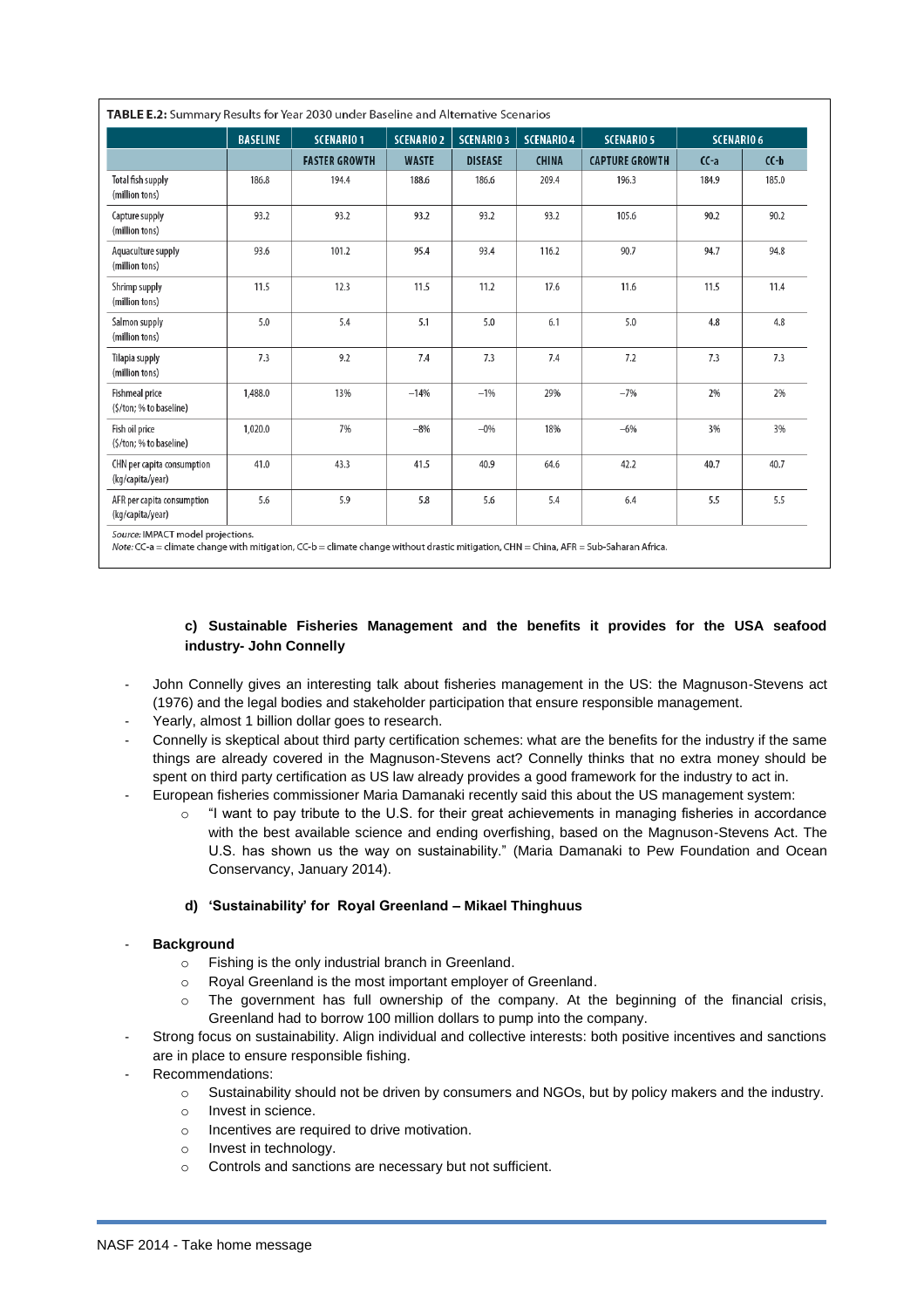**TABLE E.2:** Summary Results for Year 2030 under Baseline and Alternative Scenarios

| | BASELINE | SCENARIO 1 | SCENARIO 2 | SCENARIO 3 | SCENARIO 4 | SCENARIO 5 | SCENARIO 6 | |
|---|---|---|---|---|---|---|---|---|
| | | FASTER GROWTH | WASTE | DISEASE | CHINA | CAPTURE GROWTH | CC-a | CC-b |
| Total fish supply (million tons) | 186.8 | 194.4 | 188.6 | 186.6 | 209.4 | 196.3 | 184.9 | 185.0 |
| Capture supply (million tons) | 93.2 | 93.2 | 93.2 | 93.2 | 93.2 | 105.6 | 90.2 | 90.2 |
| Aquaculture supply (million tons) | 93.6 | 101.2 | 95.4 | 93.4 | 116.2 | 90.7 | 94.7 | 94.8 |
| Shrimp supply (million tons) | 11.5 | 12.3 | 11.5 | 11.2 | 17.6 | 11.6 | 11.5 | 11.4 |
| Salmon supply (million tons) | 5.0 | 5.4 | 5.1 | 5.0 | 6.1 | 5.0 | 4.8 | 4.8 |
| Tilapia supply (million tons) | 7.3 | 9.2 | 7.4 | 7.3 | 7.4 | 7.2 | 7.3 | 7.3 |
| Fishmeal price ($/ton; % to baseline) | 1,488.0 | 13% | −14% | −1% | 29% | −7% | 2% | 2% |
| Fish oil price ($/ton; % to baseline) | 1,020.0 | 7% | −8% | −0% | 18% | −6% | 3% | 3% |
| CHN per capita consumption (kg/capita/year) | 41.0 | 43.3 | 41.5 | 40.9 | 64.6 | 42.2 | 40.7 | 40.7 |
| AFR per capita consumption (kg/capita/year) | 5.6 | 5.9 | 5.8 | 5.6 | 5.4 | 6.4 | 5.5 | 5.5 |

*Source:* IMPACT model projections.
*Note:* CC-a = climate change with mitigation, CC-b = climate change without drastic mitigation, CHN = China, AFR = Sub-Saharan Africa.

#### c) Sustainable Fisheries Management and the benefits it provides for the USA seafood industry- John Connelly

- John Connelly gives an interesting talk about fisheries management in the US: the Magnuson-Stevens act (1976) and the legal bodies and stakeholder participation that ensure responsible management.
- Yearly, almost 1 billion dollar goes to research.
- Connelly is skeptical about third party certification schemes: what are the benefits for the industry if the same things are already covered in the Magnuson-Stevens act? Connelly thinks that no extra money should be spent on third party certification as US law already provides a good framework for the industry to act in.
- European fisheries commissioner Maria Damanaki recently said this about the US management system:
  - "I want to pay tribute to the U.S. for their great achievements in managing fisheries in accordance with the best available science and ending overfishing, based on the Magnuson-Stevens Act. The U.S. has shown us the way on sustainability." (Maria Damanaki to Pew Foundation and Ocean Conservancy, January 2014).

#### d) 'Sustainability' for Royal Greenland – Mikael Thinghuus

- **Background**
  - Fishing is the only industrial branch in Greenland.
  - Royal Greenland is the most important employer of Greenland.
  - The government has full ownership of the company. At the beginning of the financial crisis, Greenland had to borrow 100 million dollars to pump into the company.
- Strong focus on sustainability. Align individual and collective interests: both positive incentives and sanctions are in place to ensure responsible fishing.
- Recommendations:
  - Sustainability should not be driven by consumers and NGOs, but by policy makers and the industry.
  - Invest in science.
  - Incentives are required to drive motivation.
  - Invest in technology.
  - Controls and sanctions are necessary but not sufficient.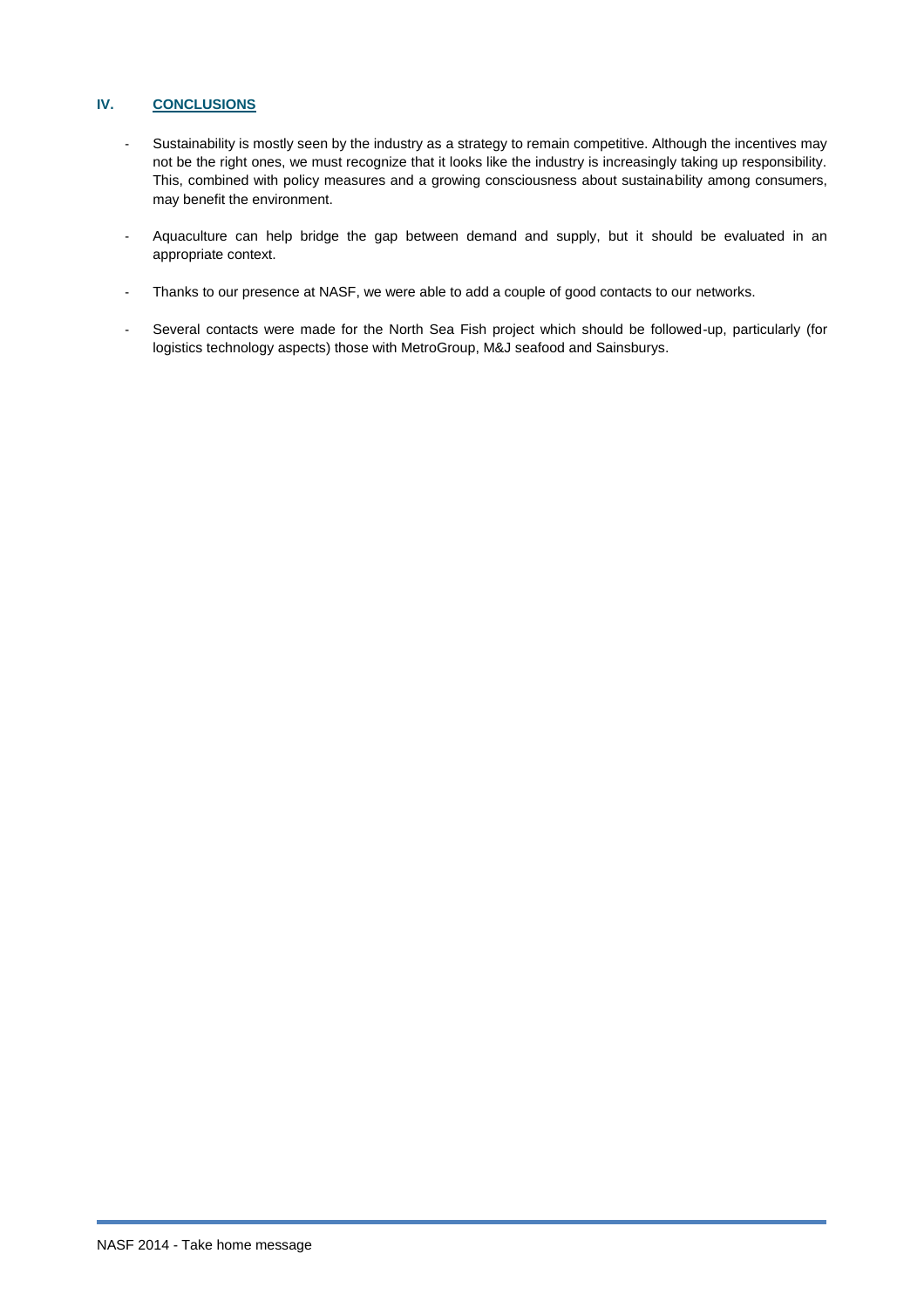## IV. CONCLUSIONS

- Sustainability is mostly seen by the industry as a strategy to remain competitive. Although the incentives may not be the right ones, we must recognize that it looks like the industry is increasingly taking up responsibility. This, combined with policy measures and a growing consciousness about sustainability among consumers, may benefit the environment.

- Aquaculture can help bridge the gap between demand and supply, but it should be evaluated in an appropriate context.

- Thanks to our presence at NASF, we were able to add a couple of good contacts to our networks.

- Several contacts were made for the North Sea Fish project which should be followed-up, particularly (for logistics technology aspects) those with MetroGroup, M&J seafood and Sainsburys.